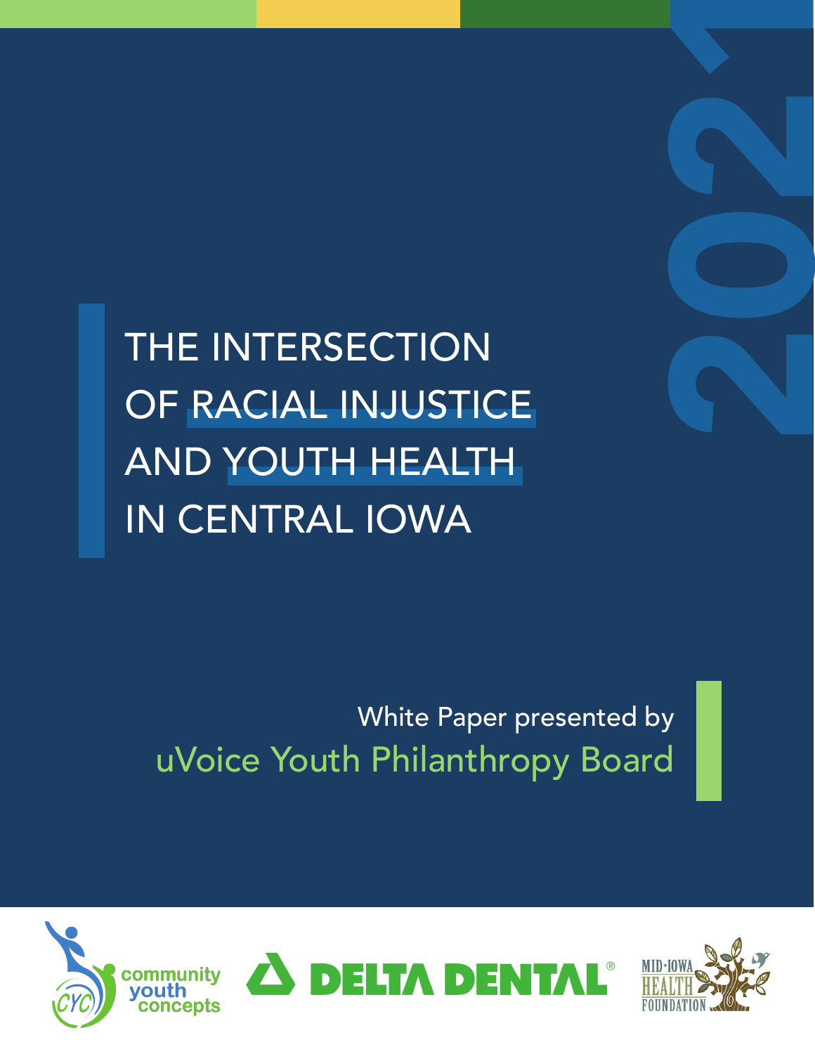2021

# THE INTERSECTION OF RACIAL INJUSTICE AND YOUTH HEALTH IN CENTRAL IOWA

White Paper presented by

uVoice Youth Philanthropy Board

community youth concepts

DELTA DENTAL®

MID-IOWA HEALTH FOUNDATION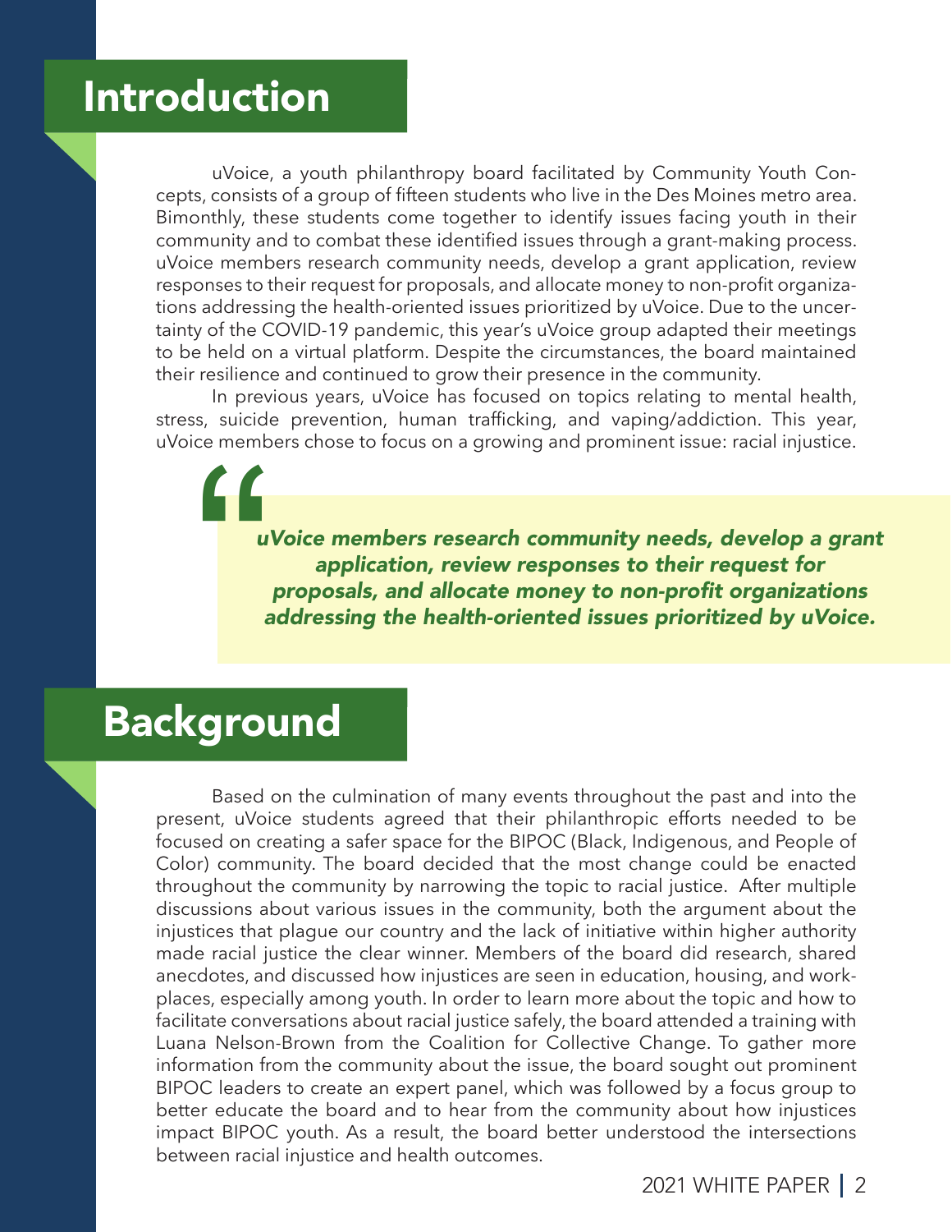# Introduction

uVoice, a youth philanthropy board facilitated by Community Youth Concepts, consists of a group of fifteen students who live in the Des Moines metro area. Bimonthly, these students come together to identify issues facing youth in their community and to combat these identified issues through a grant-making process. uVoice members research community needs, develop a grant application, review responses to their request for proposals, and allocate money to non-profit organizations addressing the health-oriented issues prioritized by uVoice. Due to the uncertainty of the COVID-19 pandemic, this year's uVoice group adapted their meetings to be held on a virtual platform. Despite the circumstances, the board maintained their resilience and continued to grow their presence in the community.

In previous years, uVoice has focused on topics relating to mental health, stress, suicide prevention, human trafficking, and vaping/addiction. This year, uVoice members chose to focus on a growing and prominent issue: racial injustice.

> ***uVoice members research community needs, develop a grant application, review responses to their request for proposals, and allocate money to non-profit organizations addressing the health-oriented issues prioritized by uVoice.***

# Background

Based on the culmination of many events throughout the past and into the present, uVoice students agreed that their philanthropic efforts needed to be focused on creating a safer space for the BIPOC (Black, Indigenous, and People of Color) community. The board decided that the most change could be enacted throughout the community by narrowing the topic to racial justice. After multiple discussions about various issues in the community, both the argument about the injustices that plague our country and the lack of initiative within higher authority made racial justice the clear winner. Members of the board did research, shared anecdotes, and discussed how injustices are seen in education, housing, and workplaces, especially among youth. In order to learn more about the topic and how to facilitate conversations about racial justice safely, the board attended a training with Luana Nelson-Brown from the Coalition for Collective Change. To gather more information from the community about the issue, the board sought out prominent BIPOC leaders to create an expert panel, which was followed by a focus group to better educate the board and to hear from the community about how injustices impact BIPOC youth. As a result, the board better understood the intersections between racial injustice and health outcomes.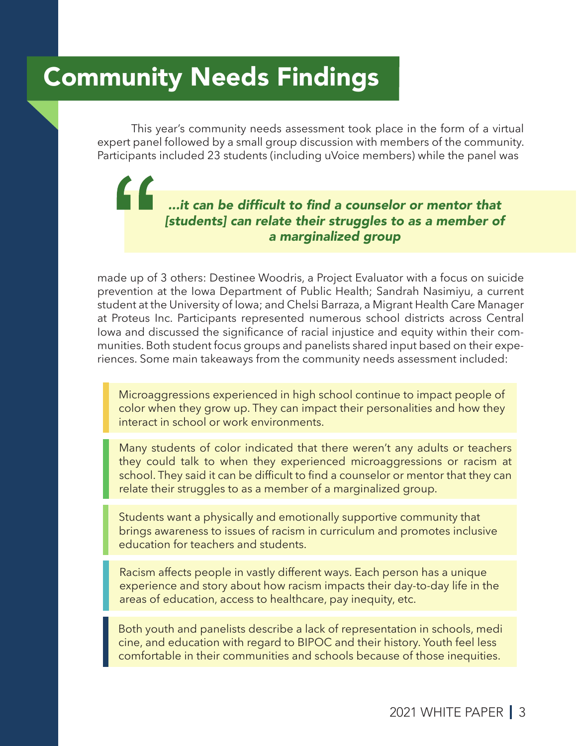# Community Needs Findings

This year's community needs assessment took place in the form of a virtual expert panel followed by a small group discussion with members of the community. Participants included 23 students (including uVoice members) while the panel was made up of 3 others: Destinee Woodris, a Project Evaluator with a focus on suicide prevention at the Iowa Department of Public Health; Sandrah Nasimiyu, a current student at the University of Iowa; and Chelsi Barraza, a Migrant Health Care Manager at Proteus Inc. Participants represented numerous school districts across Central Iowa and discussed the significance of racial injustice and equity within their communities. Both student focus groups and panelists shared input based on their experiences. Some main takeaways from the community needs assessment included:

> ***"...it can be difficult to find a counselor or mentor that [students] can relate their struggles to as a member of a marginalized group***

- Microaggressions experienced in high school continue to impact people of color when they grow up. They can impact their personalities and how they interact in school or work environments.

- Many students of color indicated that there weren't any adults or teachers they could talk to when they experienced microaggressions or racism at school. They said it can be difficult to find a counselor or mentor that they can relate their struggles to as a member of a marginalized group.

- Students want a physically and emotionally supportive community that brings awareness to issues of racism in curriculum and promotes inclusive education for teachers and students.

- Racism affects people in vastly different ways. Each person has a unique experience and story about how racism impacts their day-to-day life in the areas of education, access to healthcare, pay inequity, etc.

- Both youth and panelists describe a lack of representation in schools, medicine, and education with regard to BIPOC and their history. Youth feel less comfortable in their communities and schools because of those inequities.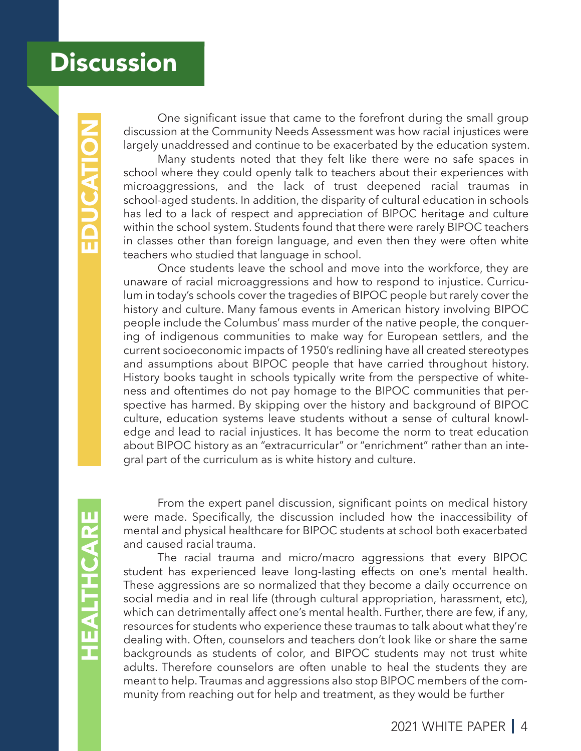# Discussion

## EDUCATION

One significant issue that came to the forefront during the small group discussion at the Community Needs Assessment was how racial injustices were largely unaddressed and continue to be exacerbated by the education system.

Many students noted that they felt like there were no safe spaces in school where they could openly talk to teachers about their experiences with microaggressions, and the lack of trust deepened racial traumas in school-aged students. In addition, the disparity of cultural education in schools has led to a lack of respect and appreciation of BIPOC heritage and culture within the school system. Students found that there were rarely BIPOC teachers in classes other than foreign language, and even then they were often white teachers who studied that language in school.

Once students leave the school and move into the workforce, they are unaware of racial microaggressions and how to respond to injustice. Curriculum in today's schools cover the tragedies of BIPOC people but rarely cover the history and culture. Many famous events in American history involving BIPOC people include the Columbus' mass murder of the native people, the conquering of indigenous communities to make way for European settlers, and the current socioeconomic impacts of 1950's redlining have all created stereotypes and assumptions about BIPOC people that have carried throughout history. History books taught in schools typically write from the perspective of whiteness and oftentimes do not pay homage to the BIPOC communities that perspective has harmed. By skipping over the history and background of BIPOC culture, education systems leave students without a sense of cultural knowledge and lead to racial injustices. It has become the norm to treat education about BIPOC history as an "extracurricular" or "enrichment" rather than an integral part of the curriculum as is white history and culture.

## HEALTHCARE

From the expert panel discussion, significant points on medical history were made. Specifically, the discussion included how the inaccessibility of mental and physical healthcare for BIPOC students at school both exacerbated and caused racial trauma.

The racial trauma and micro/macro aggressions that every BIPOC student has experienced leave long-lasting effects on one's mental health. These aggressions are so normalized that they become a daily occurrence on social media and in real life (through cultural appropriation, harassment, etc), which can detrimentally affect one's mental health. Further, there are few, if any, resources for students who experience these traumas to talk about what they're dealing with. Often, counselors and teachers don't look like or share the same backgrounds as students of color, and BIPOC students may not trust white adults. Therefore counselors are often unable to heal the students they are meant to help. Traumas and aggressions also stop BIPOC members of the community from reaching out for help and treatment, as they would be further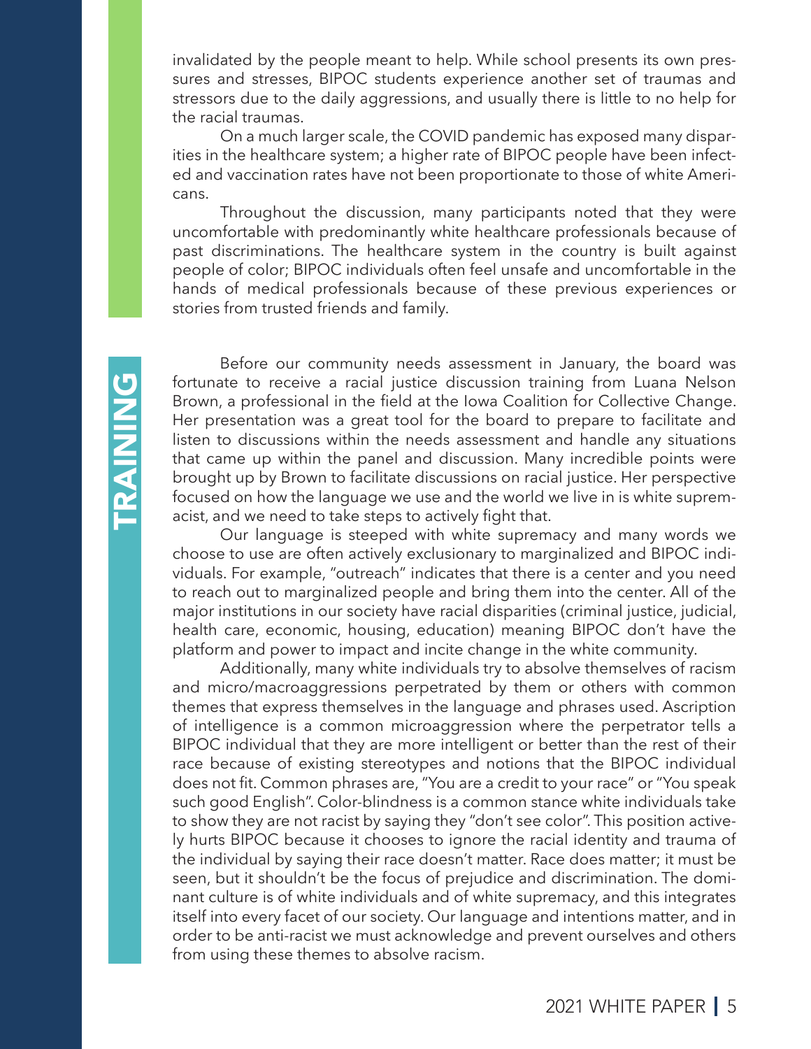invalidated by the people meant to help. While school presents its own pressures and stresses, BIPOC students experience another set of traumas and stressors due to the daily aggressions, and usually there is little to no help for the racial traumas.

On a much larger scale, the COVID pandemic has exposed many disparities in the healthcare system; a higher rate of BIPOC people have been infected and vaccination rates have not been proportionate to those of white Americans.

Throughout the discussion, many participants noted that they were uncomfortable with predominantly white healthcare professionals because of past discriminations. The healthcare system in the country is built against people of color; BIPOC individuals often feel unsafe and uncomfortable in the hands of medical professionals because of these previous experiences or stories from trusted friends and family.

## TRAINING

Before our community needs assessment in January, the board was fortunate to receive a racial justice discussion training from Luana Nelson Brown, a professional in the field at the Iowa Coalition for Collective Change. Her presentation was a great tool for the board to prepare to facilitate and listen to discussions within the needs assessment and handle any situations that came up within the panel and discussion. Many incredible points were brought up by Brown to facilitate discussions on racial justice. Her perspective focused on how the language we use and the world we live in is white supremacist, and we need to take steps to actively fight that.

Our language is steeped with white supremacy and many words we choose to use are often actively exclusionary to marginalized and BIPOC individuals. For example, "outreach" indicates that there is a center and you need to reach out to marginalized people and bring them into the center. All of the major institutions in our society have racial disparities (criminal justice, judicial, health care, economic, housing, education) meaning BIPOC don't have the platform and power to impact and incite change in the white community.

Additionally, many white individuals try to absolve themselves of racism and micro/macroaggressions perpetrated by them or others with common themes that express themselves in the language and phrases used. Ascription of intelligence is a common microaggression where the perpetrator tells a BIPOC individual that they are more intelligent or better than the rest of their race because of existing stereotypes and notions that the BIPOC individual does not fit. Common phrases are, "You are a credit to your race" or "You speak such good English". Color-blindness is a common stance white individuals take to show they are not racist by saying they "don't see color". This position actively hurts BIPOC because it chooses to ignore the racial identity and trauma of the individual by saying their race doesn't matter. Race does matter; it must be seen, but it shouldn't be the focus of prejudice and discrimination. The dominant culture is of white individuals and of white supremacy, and this integrates itself into every facet of our society. Our language and intentions matter, and in order to be anti-racist we must acknowledge and prevent ourselves and others from using these themes to absolve racism.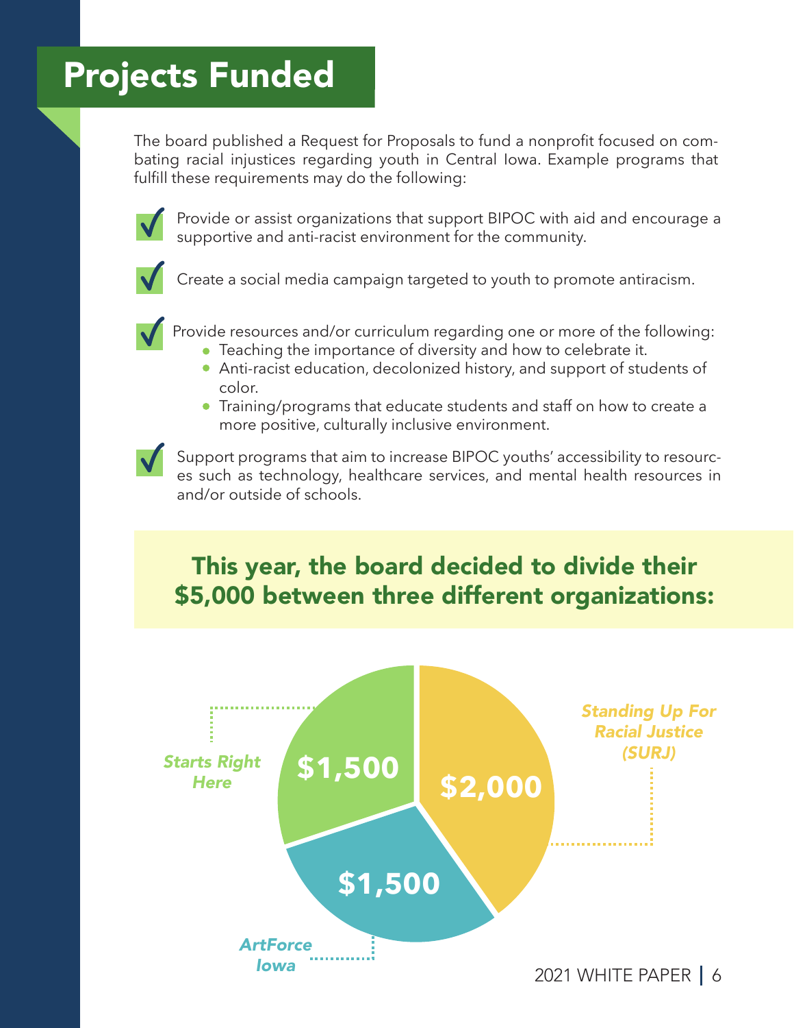# Projects Funded

The board published a Request for Proposals to fund a nonprofit focused on combating racial injustices regarding youth in Central Iowa. Example programs that fulfill these requirements may do the following:

- ✓ Provide or assist organizations that support BIPOC with aid and encourage a supportive and anti-racist environment for the community.
- ✓ Create a social media campaign targeted to youth to promote antiracism.
- ✓ Provide resources and/or curriculum regarding one or more of the following:
  - Teaching the importance of diversity and how to celebrate it.
  - Anti-racist education, decolonized history, and support of students of color.
  - Training/programs that educate students and staff on how to create a more positive, culturally inclusive environment.
- ✓ Support programs that aim to increase BIPOC youths' accessibility to resources such as technology, healthcare services, and mental health resources in and/or outside of schools.

## This year, the board decided to divide their $5,000 between three different organizations:

- *Starts Right Here*: **$1,500**
- *Standing Up For Racial Justice (SURJ)*: **$2,000**
- *ArtForce Iowa*: **$1,500**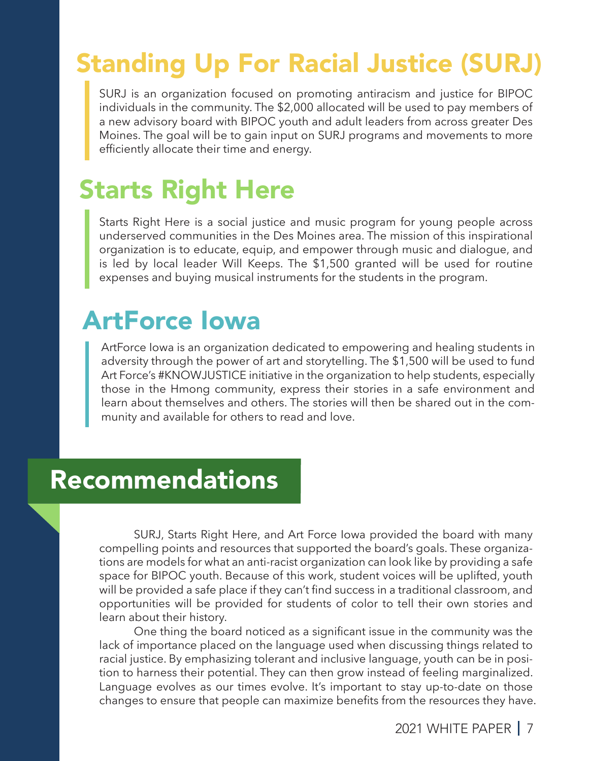## Standing Up For Racial Justice (SURJ)

SURJ is an organization focused on promoting antiracism and justice for BIPOC individuals in the community. The $2,000 allocated will be used to pay members of a new advisory board with BIPOC youth and adult leaders from across greater Des Moines. The goal will be to gain input on SURJ programs and movements to more efficiently allocate their time and energy.

## Starts Right Here

Starts Right Here is a social justice and music program for young people across underserved communities in the Des Moines area. The mission of this inspirational organization is to educate, equip, and empower through music and dialogue, and is led by local leader Will Keeps. The $1,500 granted will be used for routine expenses and buying musical instruments for the students in the program.

## ArtForce Iowa

ArtForce Iowa is an organization dedicated to empowering and healing students in adversity through the power of art and storytelling. The $1,500 will be used to fund Art Force's #KNOWJUSTICE initiative in the organization to help students, especially those in the Hmong community, express their stories in a safe environment and learn about themselves and others. The stories will then be shared out in the community and available for others to read and love.

# Recommendations

SURJ, Starts Right Here, and Art Force Iowa provided the board with many compelling points and resources that supported the board's goals. These organizations are models for what an anti-racist organization can look like by providing a safe space for BIPOC youth. Because of this work, student voices will be uplifted, youth will be provided a safe place if they can't find success in a traditional classroom, and opportunities will be provided for students of color to tell their own stories and learn about their history.

One thing the board noticed as a significant issue in the community was the lack of importance placed on the language used when discussing things related to racial justice. By emphasizing tolerant and inclusive language, youth can be in position to harness their potential. They can then grow instead of feeling marginalized. Language evolves as our times evolve. It's important to stay up-to-date on those changes to ensure that people can maximize benefits from the resources they have.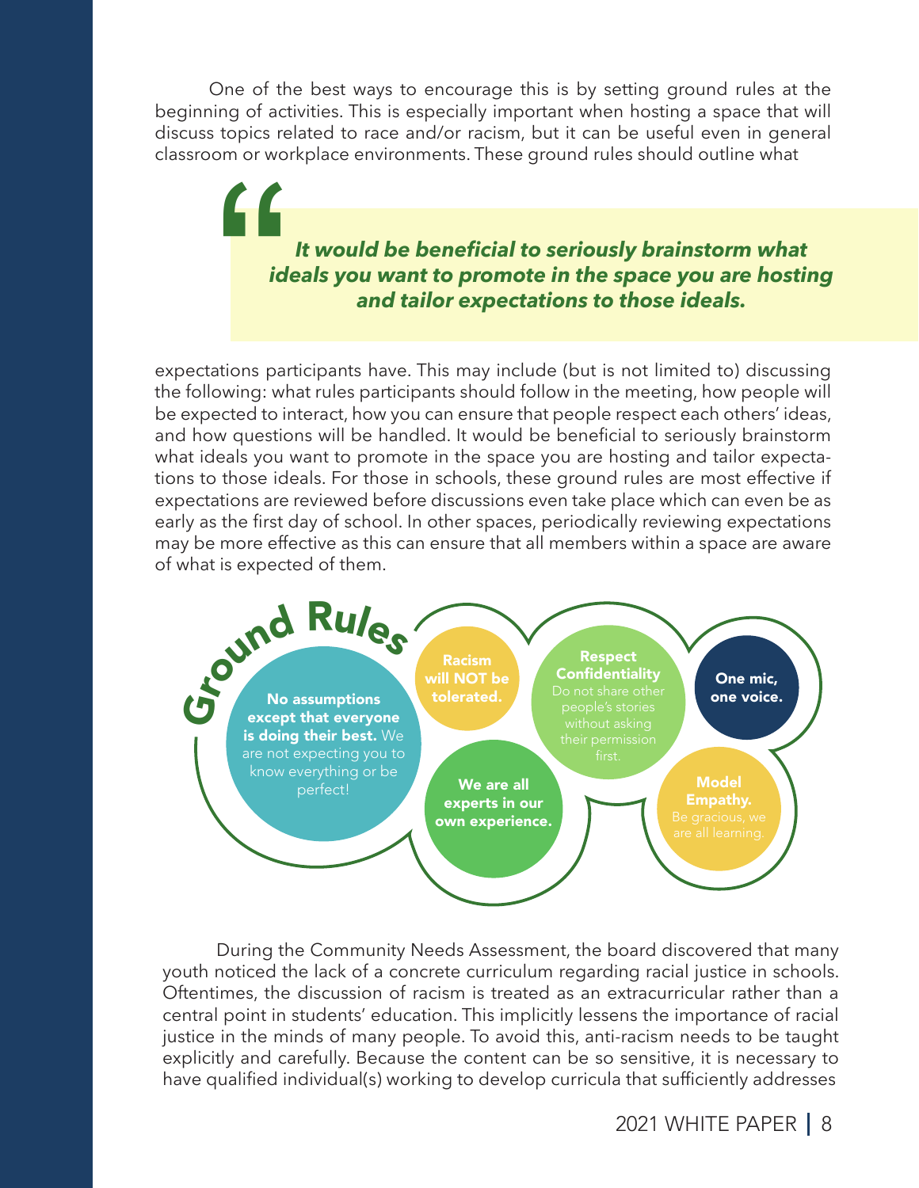One of the best ways to encourage this is by setting ground rules at the beginning of activities. This is especially important when hosting a space that will discuss topics related to race and/or racism, but it can be useful even in general classroom or workplace environments. These ground rules should outline what

> ***It would be beneficial to seriously brainstorm what ideals you want to promote in the space you are hosting and tailor expectations to those ideals.***

expectations participants have. This may include (but is not limited to) discussing the following: what rules participants should follow in the meeting, how people will be expected to interact, how you can ensure that people respect each others' ideas, and how questions will be handled. It would be beneficial to seriously brainstorm what ideals you want to promote in the space you are hosting and tailor expectations to those ideals. For those in schools, these ground rules are most effective if expectations are reviewed before discussions even take place which can even be as early as the first day of school. In other spaces, periodically reviewing expectations may be more effective as this can ensure that all members within a space are aware of what is expected of them.

## Ground Rules

- **No assumptions except that everyone is doing their best.** We are not expecting you to know everything or be perfect!
- **Racism will NOT be tolerated.**
- **We are all experts in our own experience.**
- **Respect Confidentiality** Do not share other people's stories without asking their permission first.
- **One mic, one voice.**
- **Model Empathy.** Be gracious, we are all learning.

During the Community Needs Assessment, the board discovered that many youth noticed the lack of a concrete curriculum regarding racial justice in schools. Oftentimes, the discussion of racism is treated as an extracurricular rather than a central point in students' education. This implicitly lessens the importance of racial justice in the minds of many people. To avoid this, anti-racism needs to be taught explicitly and carefully. Because the content can be so sensitive, it is necessary to have qualified individual(s) working to develop curricula that sufficiently addresses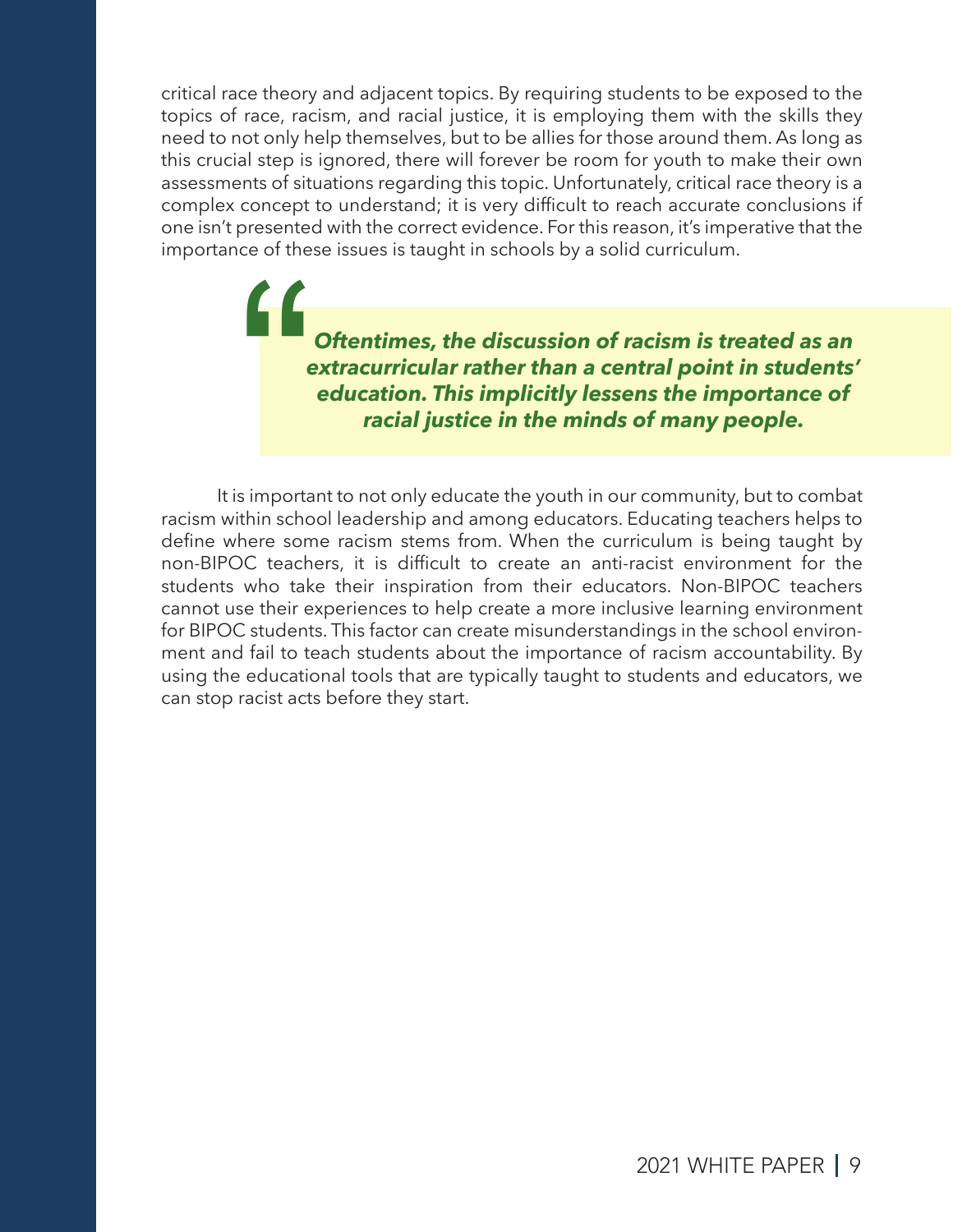critical race theory and adjacent topics. By requiring students to be exposed to the topics of race, racism, and racial justice, it is employing them with the skills they need to not only help themselves, but to be allies for those around them. As long as this crucial step is ignored, there will forever be room for youth to make their own assessments of situations regarding this topic. Unfortunately, critical race theory is a complex concept to understand; it is very difficult to reach accurate conclusions if one isn't presented with the correct evidence. For this reason, it's imperative that the importance of these issues is taught in schools by a solid curriculum.

> ***Oftentimes, the discussion of racism is treated as an extracurricular rather than a central point in students' education. This implicitly lessens the importance of racial justice in the minds of many people.***

It is important to not only educate the youth in our community, but to combat racism within school leadership and among educators. Educating teachers helps to define where some racism stems from. When the curriculum is being taught by non-BIPOC teachers, it is difficult to create an anti-racist environment for the students who take their inspiration from their educators. Non-BIPOC teachers cannot use their experiences to help create a more inclusive learning environment for BIPOC students. This factor can create misunderstandings in the school environment and fail to teach students about the importance of racism accountability. By using the educational tools that are typically taught to students and educators, we can stop racist acts before they start.